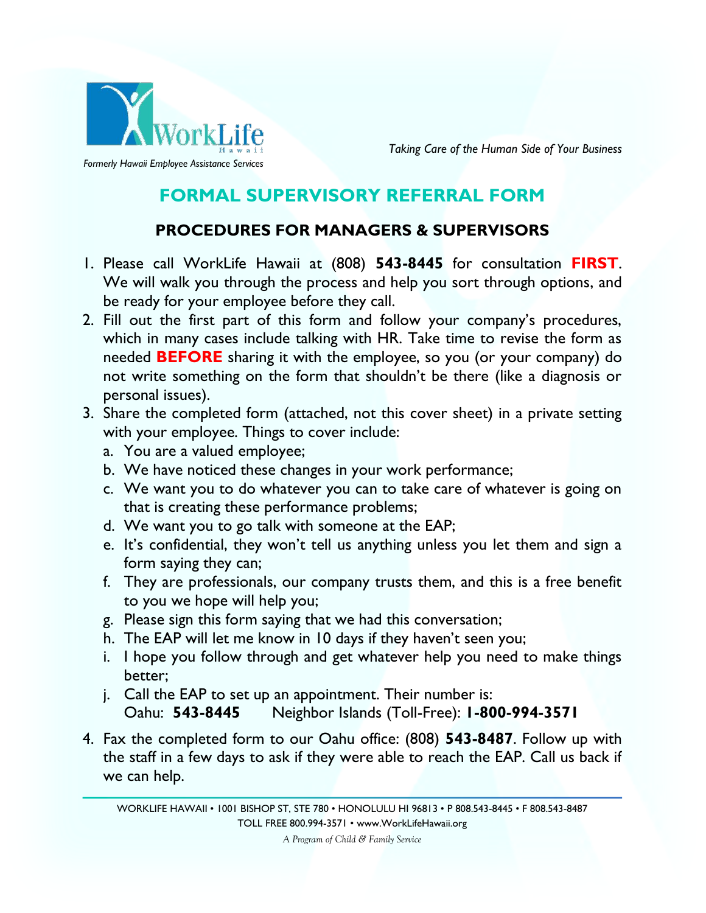WorkLife Hawaii

*Formerly Hawaii Employee Assistance Services*

*Taking Care of the Human Side of Your Business*

# FORMAL SUPERVISORY REFERRAL FORM

## PROCEDURES FOR MANAGERS & SUPERVISORS

1. Please call WorkLife Hawaii at (808) **543-8445** for consultation **FIRST**. We will walk you through the process and help you sort through options, and be ready for your employee before they call.
2. Fill out the first part of this form and follow your company's procedures, which in many cases include talking with HR. Take time to revise the form as needed **BEFORE** sharing it with the employee, so you (or your company) do not write something on the form that shouldn't be there (like a diagnosis or personal issues).
3. Share the completed form (attached, not this cover sheet) in a private setting with your employee. Things to cover include:
   a. You are a valued employee;
   b. We have noticed these changes in your work performance;
   c. We want you to do whatever you can to take care of whatever is going on that is creating these performance problems;
   d. We want you to go talk with someone at the EAP;
   e. It's confidential, they won't tell us anything unless you let them and sign a form saying they can;
   f. They are professionals, our company trusts them, and this is a free benefit to you we hope will help you;
   g. Please sign this form saying that we had this conversation;
   h. The EAP will let me know in 10 days if they haven't seen you;
   i. I hope you follow through and get whatever help you need to make things better;
   j. Call the EAP to set up an appointment. Their number is:
      Oahu: **543-8445** Neighbor Islands (Toll-Free): **1-800-994-3571**
4. Fax the completed form to our Oahu office: (808) **543-8487**. Follow up with the staff in a few days to ask if they were able to reach the EAP. Call us back if we can help.

WORKLIFE HAWAII • 1001 BISHOP ST, STE 780 • HONOLULU HI 96813 • P 808.543-8445 • F 808.543-8487
TOLL FREE 800.994-3571 • www.WorkLifeHawaii.org
*A Program of Child & Family Service*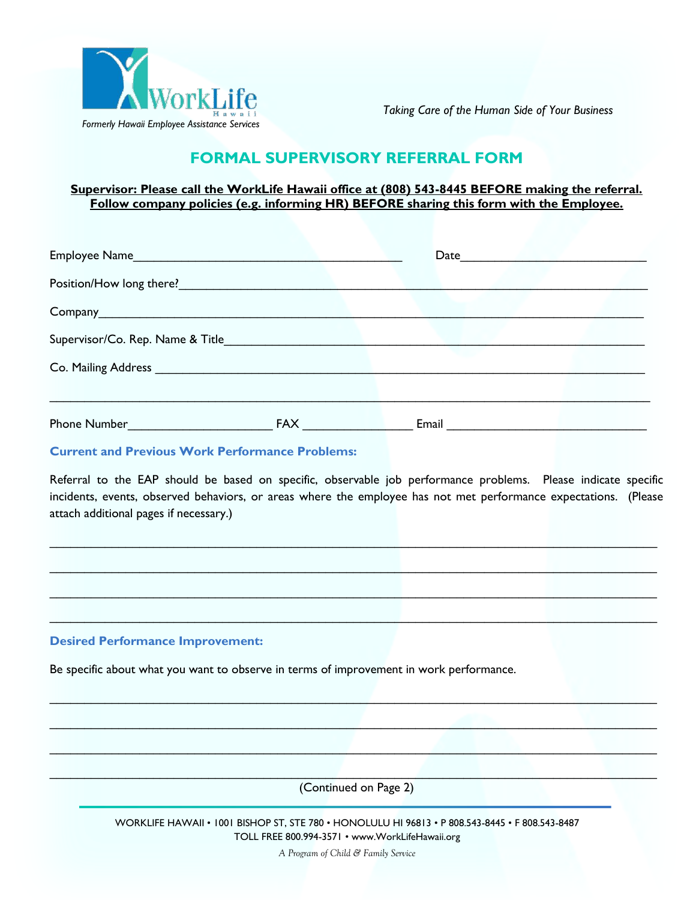*Formerly Hawaii Employee Assistance Services*

*Taking Care of the Human Side of Your Business*

# FORMAL SUPERVISORY REFERRAL FORM

**Supervisor: Please call the WorkLife Hawaii office at (808) 543-8445 BEFORE making the referral. Follow company policies (e.g. informing HR) BEFORE sharing this form with the Employee.**

Employee Name________________________________________ Date____________________________

Position/How long there?_________________________________________________________________

Company_____________________________________________________________________________

Supervisor/Co. Rep. Name & Title__________________________________________________________

Co. Mailing Address ______________________________________________________________________

_____________________________________________________________________________________

Phone Number______________________ FAX ________________ Email ______________________________

## Current and Previous Work Performance Problems:

Referral to the EAP should be based on specific, observable job performance problems. Please indicate specific incidents, events, observed behaviors, or areas where the employee has not met performance expectations. (Please attach additional pages if necessary.)

_____________________________________________________________________________________

_____________________________________________________________________________________

_____________________________________________________________________________________

_____________________________________________________________________________________

## Desired Performance Improvement:

Be specific about what you want to observe in terms of improvement in work performance.

_____________________________________________________________________________________

_____________________________________________________________________________________

_____________________________________________________________________________________

_____________________________________________________________________________________

(Continued on Page 2)

WORKLIFE HAWAII • 1001 BISHOP ST, STE 780 • HONOLULU HI 96813 • P 808.543-8445 • F 808.543-8487
TOLL FREE 800.994-3571 • www.WorkLifeHawaii.org

*A Program of Child & Family Service*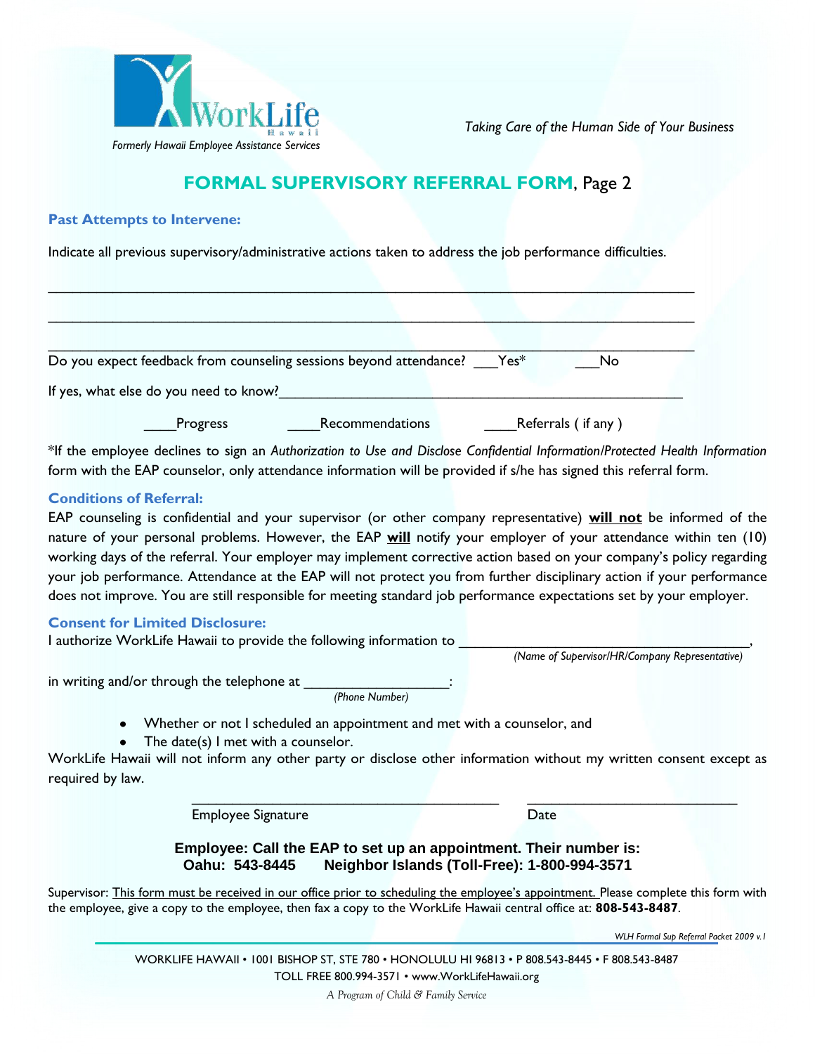WorkLife Hawaii

*Formerly Hawaii Employee Assistance Services*

*Taking Care of the Human Side of Your Business*

## FORMAL SUPERVISORY REFERRAL FORM, Page 2

### Past Attempts to Intervene:

Indicate all previous supervisory/administrative actions taken to address the job performance difficulties.

\_\_\_\_\_\_\_\_\_\_\_\_\_\_\_\_\_\_\_\_\_\_\_\_\_\_\_\_\_\_\_\_\_\_\_\_\_\_\_\_\_\_\_\_\_\_\_\_\_\_\_\_\_\_\_\_\_\_\_\_\_\_\_\_\_\_\_\_\_\_\_\_\_\_\_\_

\_\_\_\_\_\_\_\_\_\_\_\_\_\_\_\_\_\_\_\_\_\_\_\_\_\_\_\_\_\_\_\_\_\_\_\_\_\_\_\_\_\_\_\_\_\_\_\_\_\_\_\_\_\_\_\_\_\_\_\_\_\_\_\_\_\_\_\_\_\_\_\_\_\_\_\_

\_\_\_\_\_\_\_\_\_\_\_\_\_\_\_\_\_\_\_\_\_\_\_\_\_\_\_\_\_\_\_\_\_\_\_\_\_\_\_\_\_\_\_\_\_\_\_\_\_\_\_\_\_\_\_\_\_\_\_\_\_\_\_\_\_\_\_\_\_\_\_\_\_\_\_\_

Do you expect feedback from counseling sessions beyond attendance? \_\_\_Yes* \_\_\_No

If yes, what else do you need to know?\_\_\_\_\_\_\_\_\_\_\_\_\_\_\_\_\_\_\_\_\_\_\_\_\_\_\_\_\_\_\_\_\_\_\_\_\_\_\_\_\_\_\_\_\_\_\_\_

\_\_\_\_Progress \_\_\_\_Recommendations \_\_\_\_Referrals ( if any )

*If the employee declines to sign an *Authorization to Use and Disclose Confidential Information/Protected Health Information* form with the EAP counselor, only attendance information will be provided if s/he has signed this referral form.

### Conditions of Referral:

EAP counseling is confidential and your supervisor (or other company representative) **will not** be informed of the nature of your personal problems. However, the EAP **will** notify your employer of your attendance within ten (10) working days of the referral. Your employer may implement corrective action based on your company's policy regarding your job performance. Attendance at the EAP will not protect you from further disciplinary action if your performance does not improve. You are still responsible for meeting standard job performance expectations set by your employer.

### Consent for Limited Disclosure:

I authorize WorkLife Hawaii to provide the following information to \_\_\_\_\_\_\_\_\_\_\_\_\_\_\_\_\_\_\_\_\_\_\_\_\_\_\_\_\_\_\_\_\_\_\_\_,
*(Name of Supervisor/HR/Company Representative)*

in writing and/or through the telephone at \_\_\_\_\_\_\_\_\_\_\_\_\_\_\_\_\_\_:
*(Phone Number)*

- Whether or not I scheduled an appointment and met with a counselor, and
- The date(s) I met with a counselor.

WorkLife Hawaii will not inform any other party or disclose other information without my written consent except as required by law.

\_\_\_\_\_\_\_\_\_\_\_\_\_\_\_\_\_\_\_\_\_\_\_\_\_\_\_\_\_\_\_\_\_\_\_\_\_\_ \_\_\_\_\_\_\_\_\_\_\_\_\_\_\_\_\_\_\_\_\_\_\_\_\_\_
Employee Signature Date

**Employee: Call the EAP to set up an appointment. Their number is:**
**Oahu: 543-8445 Neighbor Islands (Toll-Free): 1-800-994-3571**

Supervisor: This form must be received in our office prior to scheduling the employee's appointment. Please complete this form with the employee, give a copy to the employee, then fax a copy to the WorkLife Hawaii central office at: **808-543-8487**.

*WLH Formal Sup Referral Packet 2009 v.1*

WORKLIFE HAWAII • 1001 BISHOP ST, STE 780 • HONOLULU HI 96813 • P 808.543-8445 • F 808.543-8487
TOLL FREE 800.994-3571 • www.WorkLifeHawaii.org
*A Program of Child & Family Service*